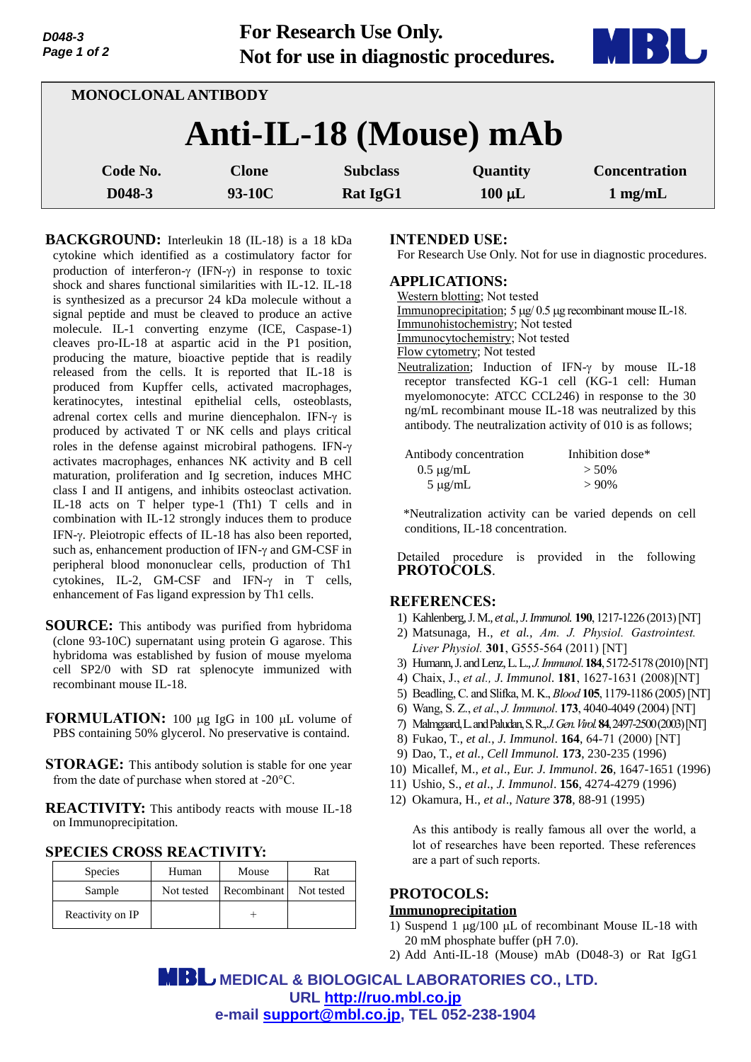**For Research Use Only.**
**Not for use in diagnostic procedures.**

MONOCLONAL ANTIBODY

# Anti-IL-18 (Mouse) mAb

| Code No. | Clone | Subclass | Quantity | Concentration |
|---|---|---|---|---|
| D048-3 | 93-10C | Rat IgG1 | 100 µL | 1 mg/mL |

**BACKGROUND:** Interleukin 18 (IL-18) is a 18 kDa cytokine which identified as a costimulatory factor for production of interferon-γ (IFN-γ) in response to toxic shock and shares functional similarities with IL-12. IL-18 is synthesized as a precursor 24 kDa molecule without a signal peptide and must be cleaved to produce an active molecule. IL-1 converting enzyme (ICE, Caspase-1) cleaves pro-IL-18 at aspartic acid in the P1 position, producing the mature, bioactive peptide that is readily released from the cells. It is reported that IL-18 is produced from Kupffer cells, activated macrophages, keratinocytes, intestinal epithelial cells, osteoblasts, adrenal cortex cells and murine diencephalon. IFN-γ is produced by activated T or NK cells and plays critical roles in the defense against microbiral pathogens. IFN-γ activates macrophages, enhances NK activity and B cell maturation, proliferation and Ig secretion, induces MHC class I and II antigens, and inhibits osteoclast activation. IL-18 acts on T helper type-1 (Th1) T cells and in combination with IL-12 strongly induces them to produce IFN-γ. Pleiotropic effects of IL-18 has also been reported, such as, enhancement production of IFN-γ and GM-CSF in peripheral blood mononuclear cells, production of Th1 cytokines, IL-2, GM-CSF and IFN-γ in T cells, enhancement of Fas ligand expression by Th1 cells.

**SOURCE:** This antibody was purified from hybridoma (clone 93-10C) supernatant using protein G agarose. This hybridoma was established by fusion of mouse myeloma cell SP2/0 with SD rat splenocyte immunized with recombinant mouse IL-18.

**FORMULATION:** 100 µg IgG in 100 µL volume of PBS containing 50% glycerol. No preservative is containd.

**STORAGE:** This antibody solution is stable for one year from the date of purchase when stored at -20°C.

**REACTIVITY:** This antibody reacts with mouse IL-18 on Immunoprecipitation.

**SPECIES CROSS REACTIVITY:**

| Species | Human | Mouse | Rat |
|---|---|---|---|
| Sample | Not tested | Recombinant | Not tested |
| Reactivity on IP | | + | |

**INTENDED USE:**
For Research Use Only. Not for use in diagnostic procedures.

**APPLICATIONS:**
Western blotting; Not tested
Immunoprecipitation; 5 µg/ 0.5 µg recombinant mouse IL-18.
Immunohistochemistry; Not tested
Immunocytochemistry; Not tested
Flow cytometry; Not tested
Neutralization; Induction of IFN-γ by mouse IL-18 receptor transfected KG-1 cell (KG-1 cell: Human myelomonocyte: ATCC CCL246) in response to the 30 ng/mL recombinant mouse IL-18 was neutralized by this antibody. The neutralization activity of 010 is as follows;

| Antibody concentration | Inhibition dose* |
|---|---|
| 0.5 µg/mL | > 50% |
| 5 µg/mL | > 90% |

*Neutralization activity can be varied depends on cell conditions, IL-18 concentration.

Detailed procedure is provided in the following **PROTOCOLS**.

**REFERENCES:**
1) Kahlenberg, J. M., *et al., J. Immunol.* **190**, 1217-1226 (2013) [NT]
2) Matsunaga, H., *et al., Am. J. Physiol. Gastrointest. Liver Physiol.* **301**, G555-564 (2011) [NT]
3) Humann, J. and Lenz, L. L., *J. Immunol.* **184**, 5172-5178 (2010) [NT]
4) Chaix, J., *et al., J. Immunol*. **181**, 1627-1631 (2008)[NT]
5) Beadling, C. and Slifka, M. K., *Blood* **105**, 1179-1186 (2005) [NT]
6) Wang, S. Z., *et al*., *J. Immunol*. **173**, 4040-4049 (2004) [NT]
7) Malmgaard, L. and Paludan, S. R., *J. Gen. Virol.* **84**, 2497-2500 (2003) [NT]
8) Fukao, T., *et al., J. Immunol*. **164**, 64-71 (2000) [NT]
9) Dao, T., *et al., Cell Immunol.* **173**, 230-235 (1996)
10) Micallef, M., *et al*., *Eur. J. Immunol*. **26**, 1647-1651 (1996)
11) Ushio, S., *et al*., *J. Immunol*. **156**, 4274-4279 (1996)
12) Okamura, H., *et al*., *Nature* **378**, 88-91 (1995)

As this antibody is really famous all over the world, a lot of researches have been reported. These references are a part of such reports.

**PROTOCOLS:**

**Immunoprecipitation**
1) Suspend 1 µg/100 µL of recombinant Mouse IL-18 with 20 mM phosphate buffer (pH 7.0).
2) Add Anti-IL-18 (Mouse) mAb (D048-3) or Rat IgG1

MEDICAL & BIOLOGICAL LABORATORIES CO., LTD.
URL http://ruo.mbl.co.jp
e-mail support@mbl.co.jp, TEL 052-238-1904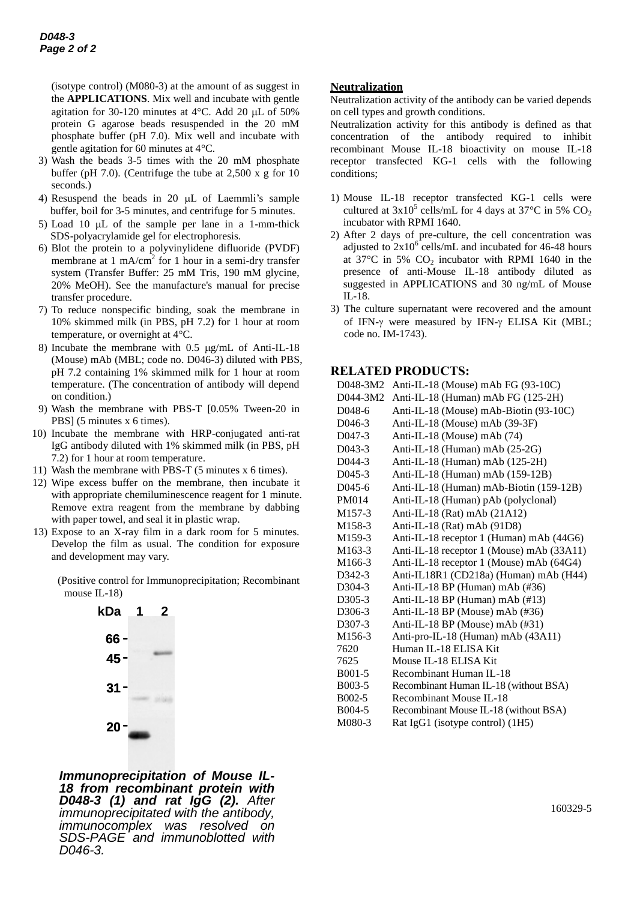(isotype control) (M080-3) at the amount of as suggest in the **APPLICATIONS**. Mix well and incubate with gentle agitation for 30-120 minutes at 4°C. Add 20 μL of 50% protein G agarose beads resuspended in the 20 mM phosphate buffer (pH 7.0). Mix well and incubate with gentle agitation for 60 minutes at 4°C.

3) Wash the beads 3-5 times with the 20 mM phosphate buffer (pH 7.0). (Centrifuge the tube at 2,500 x g for 10 seconds.)
4) Resuspend the beads in 20 μL of Laemmli's sample buffer, boil for 3-5 minutes, and centrifuge for 5 minutes.
5) Load 10 μL of the sample per lane in a 1-mm-thick SDS-polyacrylamide gel for electrophoresis.
6) Blot the protein to a polyvinylidene difluoride (PVDF) membrane at 1 mA/cm$^2$ for 1 hour in a semi-dry transfer system (Transfer Buffer: 25 mM Tris, 190 mM glycine, 20% MeOH). See the manufacture's manual for precise transfer procedure.
7) To reduce nonspecific binding, soak the membrane in 10% skimmed milk (in PBS, pH 7.2) for 1 hour at room temperature, or overnight at 4°C.
8) Incubate the membrane with 0.5 μg/mL of Anti-IL-18 (Mouse) mAb (MBL; code no. D046-3) diluted with PBS, pH 7.2 containing 1% skimmed milk for 1 hour at room temperature. (The concentration of antibody will depend on condition.)
9) Wash the membrane with PBS-T [0.05% Tween-20 in PBS] (5 minutes x 6 times).
10) Incubate the membrane with HRP-conjugated anti-rat IgG antibody diluted with 1% skimmed milk (in PBS, pH 7.2) for 1 hour at room temperature.
11) Wash the membrane with PBS-T (5 minutes x 6 times).
12) Wipe excess buffer on the membrane, then incubate it with appropriate chemiluminescence reagent for 1 minute. Remove extra reagent from the membrane by dabbing with paper towel, and seal it in plastic wrap.
13) Expose to an X-ray film in a dark room for 5 minutes. Develop the film as usual. The condition for exposure and development may vary.

(Positive control for Immunoprecipitation; Recombinant mouse IL-18)

kDa 1 2

66
45
31
20

***Immunoprecipitation of Mouse IL-18 from recombinant protein with D048-3 (1) and rat IgG (2).*** *After immunoprecipitated with the antibody, immunocomplex was resolved on SDS-PAGE and immunoblotted with D046-3.*

**Neutralization**

Neutralization activity of the antibody can be varied depends on cell types and growth conditions.

Neutralization activity for this antibody is defined as that concentration of the antibody required to inhibit recombinant Mouse IL-18 bioactivity on mouse IL-18 receptor transfected KG-1 cells with the following conditions;

1) Mouse IL-18 receptor transfected KG-1 cells were cultured at 3x10$^5$ cells/mL for 4 days at 37°C in 5% $CO_2$ incubator with RPMI 1640.
2) After 2 days of pre-culture, the cell concentration was adjusted to 2x10$^6$ cells/mL and incubated for 46-48 hours at 37°C in 5% $CO_2$ incubator with RPMI 1640 in the presence of anti-Mouse IL-18 antibody diluted as suggested in APPLICATIONS and 30 ng/mL of Mouse IL-18.
3) The culture supernatant were recovered and the amount of IFN-γ were measured by IFN-γ ELISA Kit (MBL; code no. IM-1743).

## RELATED PRODUCTS:

| | |
|---|---|
| D048-3M2 | Anti-IL-18 (Mouse) mAb FG (93-10C) |
| D044-3M2 | Anti-IL-18 (Human) mAb FG (125-2H) |
| D048-6 | Anti-IL-18 (Mouse) mAb-Biotin (93-10C) |
| D046-3 | Anti-IL-18 (Mouse) mAb (39-3F) |
| D047-3 | Anti-IL-18 (Mouse) mAb (74) |
| D043-3 | Anti-IL-18 (Human) mAb (25-2G) |
| D044-3 | Anti-IL-18 (Human) mAb (125-2H) |
| D045-3 | Anti-IL-18 (Human) mAb (159-12B) |
| D045-6 | Anti-IL-18 (Human) mAb-Biotin (159-12B) |
| PM014 | Anti-IL-18 (Human) pAb (polyclonal) |
| M157-3 | Anti-IL-18 (Rat) mAb (21A12) |
| M158-3 | Anti-IL-18 (Rat) mAb (91D8) |
| M159-3 | Anti-IL-18 receptor 1 (Human) mAb (44G6) |
| M163-3 | Anti-IL-18 receptor 1 (Mouse) mAb (33A11) |
| M166-3 | Anti-IL-18 receptor 1 (Mouse) mAb (64G4) |
| D342-3 | Anti-IL18R1 (CD218a) (Human) mAb (H44) |
| D304-3 | Anti-IL-18 BP (Human) mAb (#36) |
| D305-3 | Anti-IL-18 BP (Human) mAb (#13) |
| D306-3 | Anti-IL-18 BP (Mouse) mAb (#36) |
| D307-3 | Anti-IL-18 BP (Mouse) mAb (#31) |
| M156-3 | Anti-pro-IL-18 (Human) mAb (43A11) |
| 7620 | Human IL-18 ELISA Kit |
| 7625 | Mouse IL-18 ELISA Kit |
| B001-5 | Recombinant Human IL-18 |
| B003-5 | Recombinant Human IL-18 (without BSA) |
| B002-5 | Recombinant Mouse IL-18 |
| B004-5 | Recombinant Mouse IL-18 (without BSA) |
| M080-3 | Rat IgG1 (isotype control) (1H5) |

160329-5